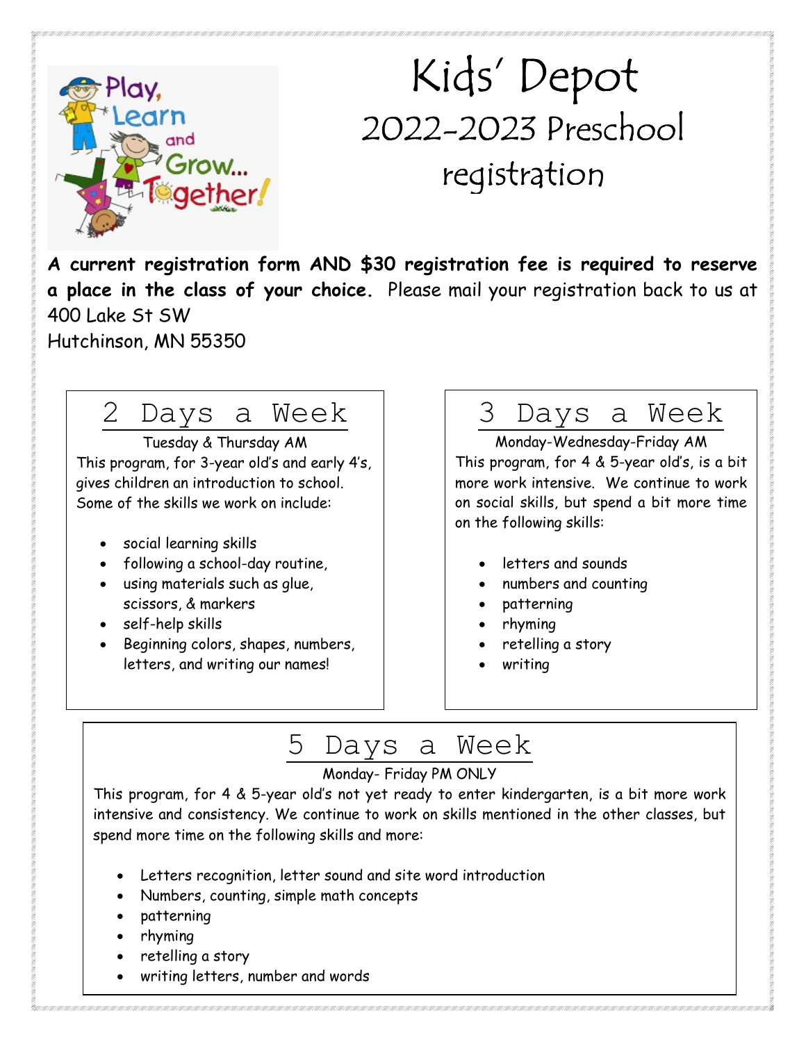# Kids' Depot
## 2022-2023 Preschool registration

**A current registration form AND $30 registration fee is required to reserve a place in the class of your choice.** Please mail your registration back to us at 400 Lake St SW
Hutchinson, MN 55350

### 2 Days a Week

Tuesday & Thursday AM

This program, for 3-year old's and early 4's, gives children an introduction to school. Some of the skills we work on include:

- social learning skills
- following a school-day routine,
- using materials such as glue, scissors, & markers
- self-help skills
- Beginning colors, shapes, numbers, letters, and writing our names!

### 3 Days a Week

Monday-Wednesday-Friday AM

This program, for 4 & 5-year old's, is a bit more work intensive. We continue to work on social skills, but spend a bit more time on the following skills:

- letters and sounds
- numbers and counting
- patterning
- rhyming
- retelling a story
- writing

### 5 Days a Week

Monday- Friday PM ONLY

This program, for 4 & 5-year old's not yet ready to enter kindergarten, is a bit more work intensive and consistency. We continue to work on skills mentioned in the other classes, but spend more time on the following skills and more:

- Letters recognition, letter sound and site word introduction
- Numbers, counting, simple math concepts
- patterning
- rhyming
- retelling a story
- writing letters, number and words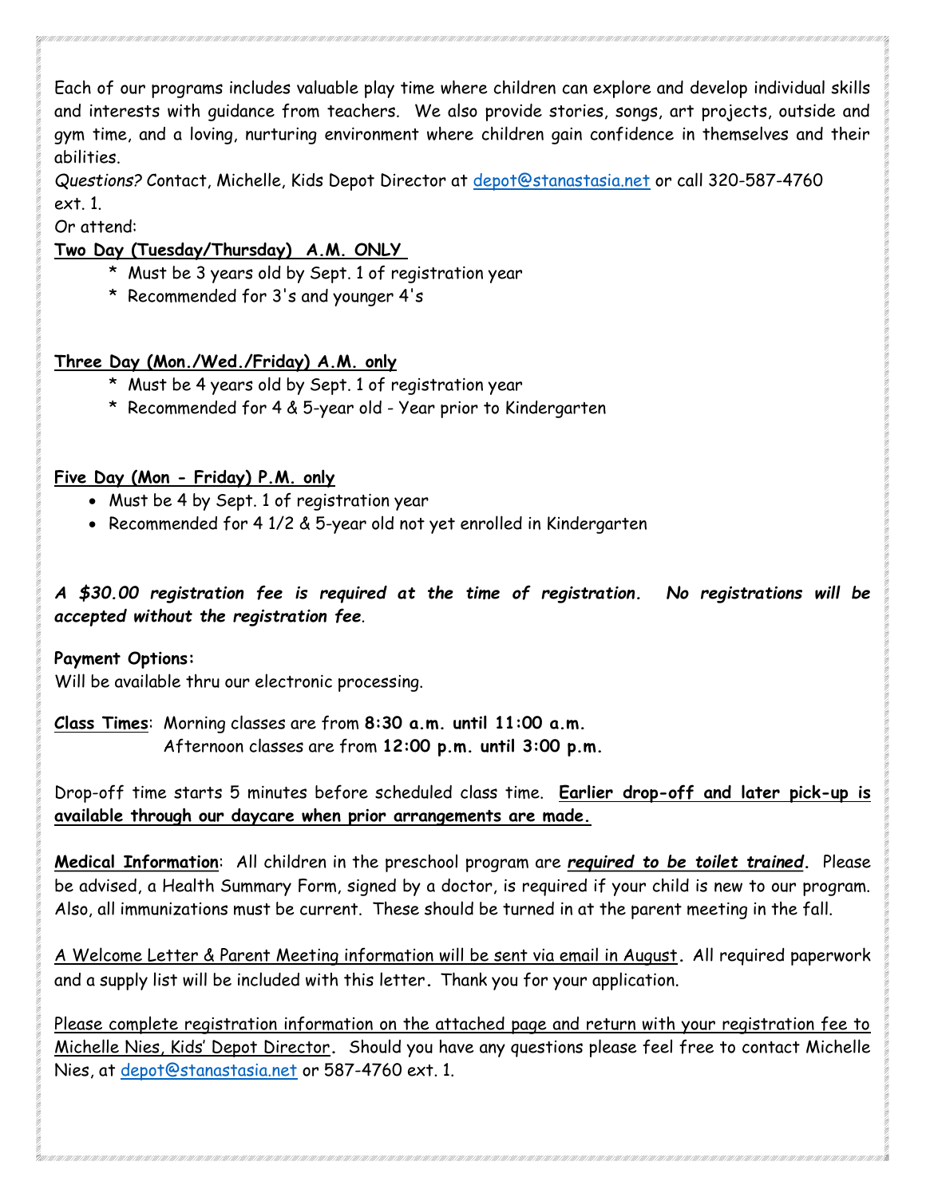Each of our programs includes valuable play time where children can explore and develop individual skills and interests with guidance from teachers. We also provide stories, songs, art projects, outside and gym time, and a loving, nurturing environment where children gain confidence in themselves and their abilities.

*Questions?* Contact, Michelle, Kids Depot Director at depot@stanastasia.net or call 320-587-4760 ext. 1.

Or attend:

**<u>Two Day (Tuesday/Thursday) A.M. ONLY</u>**

- * Must be 3 years old by Sept. 1 of registration year
- * Recommended for 3's and younger 4's

**<u>Three Day (Mon./Wed./Friday) A.M. only</u>**

- * Must be 4 years old by Sept. 1 of registration year
- * Recommended for 4 & 5-year old - Year prior to Kindergarten

**<u>Five Day (Mon - Friday) P.M. only</u>**

- Must be 4 by Sept. 1 of registration year
- Recommended for 4 1/2 & 5-year old not yet enrolled in Kindergarten

***A $30.00 registration fee is required at the time of registration. No registrations will be accepted without the registration fee.***

**Payment Options:**
Will be available thru our electronic processing.

**<u>Class Times</u>**: Morning classes are from **8:30 a.m. until 11:00 a.m.**
Afternoon classes are from **12:00 p.m. until 3:00 p.m.**

Drop-off time starts 5 minutes before scheduled class time. **<u>Earlier drop-off and later pick-up is available through our daycare when prior arrangements are made.</u>**

**<u>Medical Information</u>**: All children in the preschool program are ***<u>required to be toilet trained</u>***. Please be advised, a Health Summary Form, signed by a doctor, is required if your child is new to our program. Also, all immunizations must be current. These should be turned in at the parent meeting in the fall.

<u>A Welcome Letter & Parent Meeting information will be sent via email in August</u>. All required paperwork and a supply list will be included with this letter. Thank you for your application.

<u>Please complete registration information on the attached page and return with your registration fee to Michelle Nies, Kids' Depot Director</u>. Should you have any questions please feel free to contact Michelle Nies, at depot@stanastasia.net or 587-4760 ext. 1.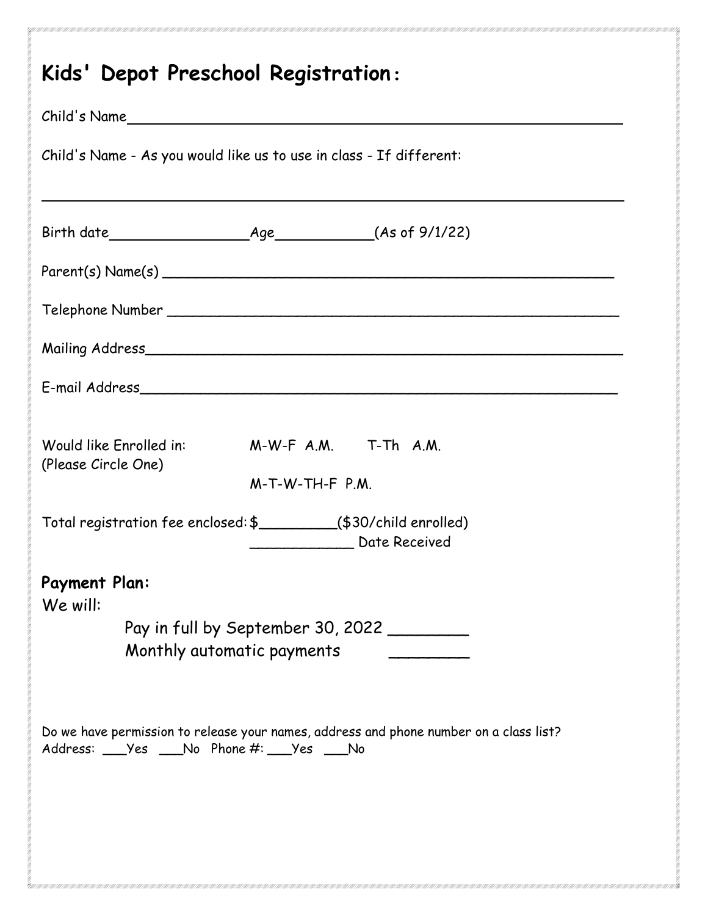# Kids' Depot Preschool Registration:

Child's Name___________________________________________________________

Child's Name - As you would like us to use in class - If different:

_______________________________________________________________________

Birth date________________Age___________(As of 9/1/22)

Parent(s) Name(s) ______________________________________________________

Telephone Number ______________________________________________________

Mailing Address_________________________________________________________

E-mail Address__________________________________________________________

Would like Enrolled in: (Please Circle One)

M-W-F A.M. T-Th A.M.

M-T-W-TH-F P.M.

Total registration fee enclosed: $_________($30/child enrolled)

____________ Date Received

**Payment Plan:**

We will:

Pay in full by September 30, 2022 ________

Monthly automatic payments ________

Do we have permission to release your names, address and phone number on a class list?

Address: ___Yes ___No Phone #: ___Yes ___No